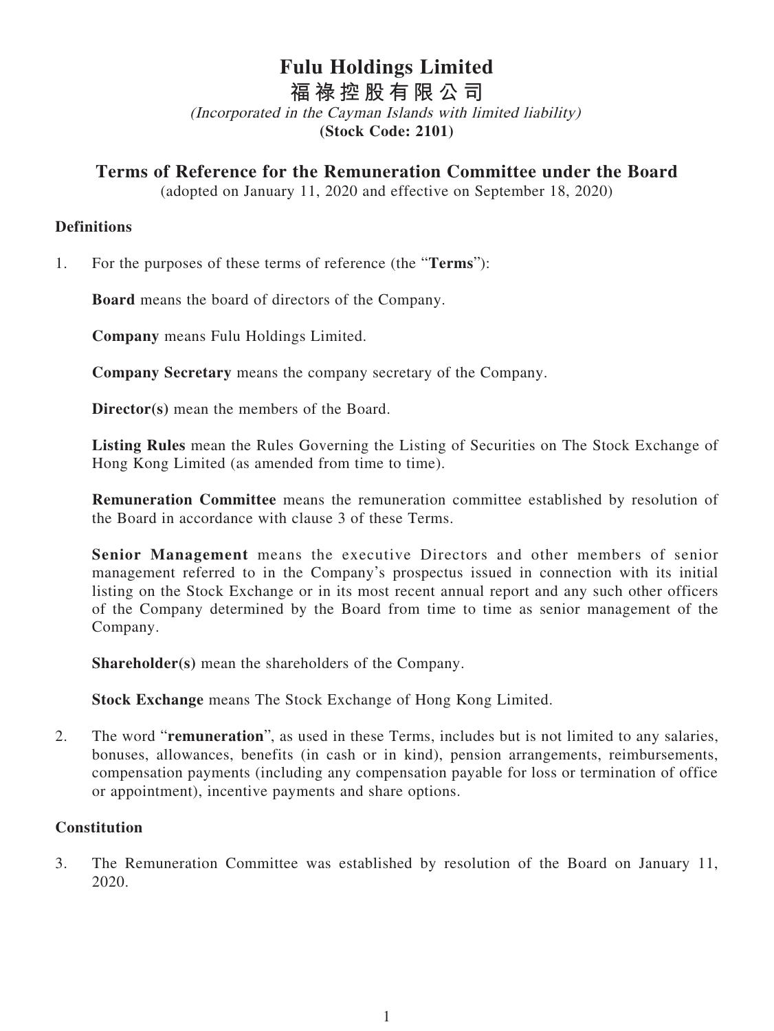# Fulu Holdings Limited

# 福祿控股有限公司

*(Incorporated in the Cayman Islands with limited liability)*

**(Stock Code: 2101)**

## Terms of Reference for the Remuneration Committee under the Board

(adopted on January 11, 2020 and effective on September 18, 2020)

### Definitions

1. For the purposes of these terms of reference (the "**Terms**"):

   **Board** means the board of directors of the Company.

   **Company** means Fulu Holdings Limited.

   **Company Secretary** means the company secretary of the Company.

   **Director(s)** mean the members of the Board.

   **Listing Rules** mean the Rules Governing the Listing of Securities on The Stock Exchange of Hong Kong Limited (as amended from time to time).

   **Remuneration Committee** means the remuneration committee established by resolution of the Board in accordance with clause 3 of these Terms.

   **Senior Management** means the executive Directors and other members of senior management referred to in the Company's prospectus issued in connection with its initial listing on the Stock Exchange or in its most recent annual report and any such other officers of the Company determined by the Board from time to time as senior management of the Company.

   **Shareholder(s)** mean the shareholders of the Company.

   **Stock Exchange** means The Stock Exchange of Hong Kong Limited.

2. The word "**remuneration**", as used in these Terms, includes but is not limited to any salaries, bonuses, allowances, benefits (in cash or in kind), pension arrangements, reimbursements, compensation payments (including any compensation payable for loss or termination of office or appointment), incentive payments and share options.

### Constitution

3. The Remuneration Committee was established by resolution of the Board on January 11, 2020.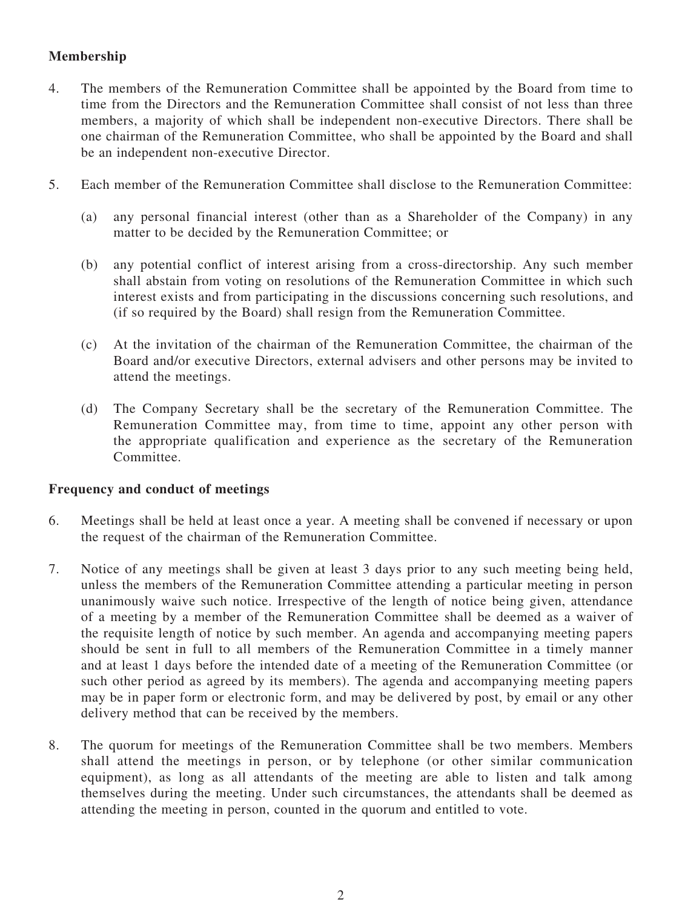**Membership**

4. The members of the Remuneration Committee shall be appointed by the Board from time to time from the Directors and the Remuneration Committee shall consist of not less than three members, a majority of which shall be independent non-executive Directors. There shall be one chairman of the Remuneration Committee, who shall be appointed by the Board and shall be an independent non-executive Director.

5. Each member of the Remuneration Committee shall disclose to the Remuneration Committee:

   (a) any personal financial interest (other than as a Shareholder of the Company) in any matter to be decided by the Remuneration Committee; or

   (b) any potential conflict of interest arising from a cross-directorship. Any such member shall abstain from voting on resolutions of the Remuneration Committee in which such interest exists and from participating in the discussions concerning such resolutions, and (if so required by the Board) shall resign from the Remuneration Committee.

   (c) At the invitation of the chairman of the Remuneration Committee, the chairman of the Board and/or executive Directors, external advisers and other persons may be invited to attend the meetings.

   (d) The Company Secretary shall be the secretary of the Remuneration Committee. The Remuneration Committee may, from time to time, appoint any other person with the appropriate qualification and experience as the secretary of the Remuneration Committee.

**Frequency and conduct of meetings**

6. Meetings shall be held at least once a year. A meeting shall be convened if necessary or upon the request of the chairman of the Remuneration Committee.

7. Notice of any meetings shall be given at least 3 days prior to any such meeting being held, unless the members of the Remuneration Committee attending a particular meeting in person unanimously waive such notice. Irrespective of the length of notice being given, attendance of a meeting by a member of the Remuneration Committee shall be deemed as a waiver of the requisite length of notice by such member. An agenda and accompanying meeting papers should be sent in full to all members of the Remuneration Committee in a timely manner and at least 1 days before the intended date of a meeting of the Remuneration Committee (or such other period as agreed by its members). The agenda and accompanying meeting papers may be in paper form or electronic form, and may be delivered by post, by email or any other delivery method that can be received by the members.

8. The quorum for meetings of the Remuneration Committee shall be two members. Members shall attend the meetings in person, or by telephone (or other similar communication equipment), as long as all attendants of the meeting are able to listen and talk among themselves during the meeting. Under such circumstances, the attendants shall be deemed as attending the meeting in person, counted in the quorum and entitled to vote.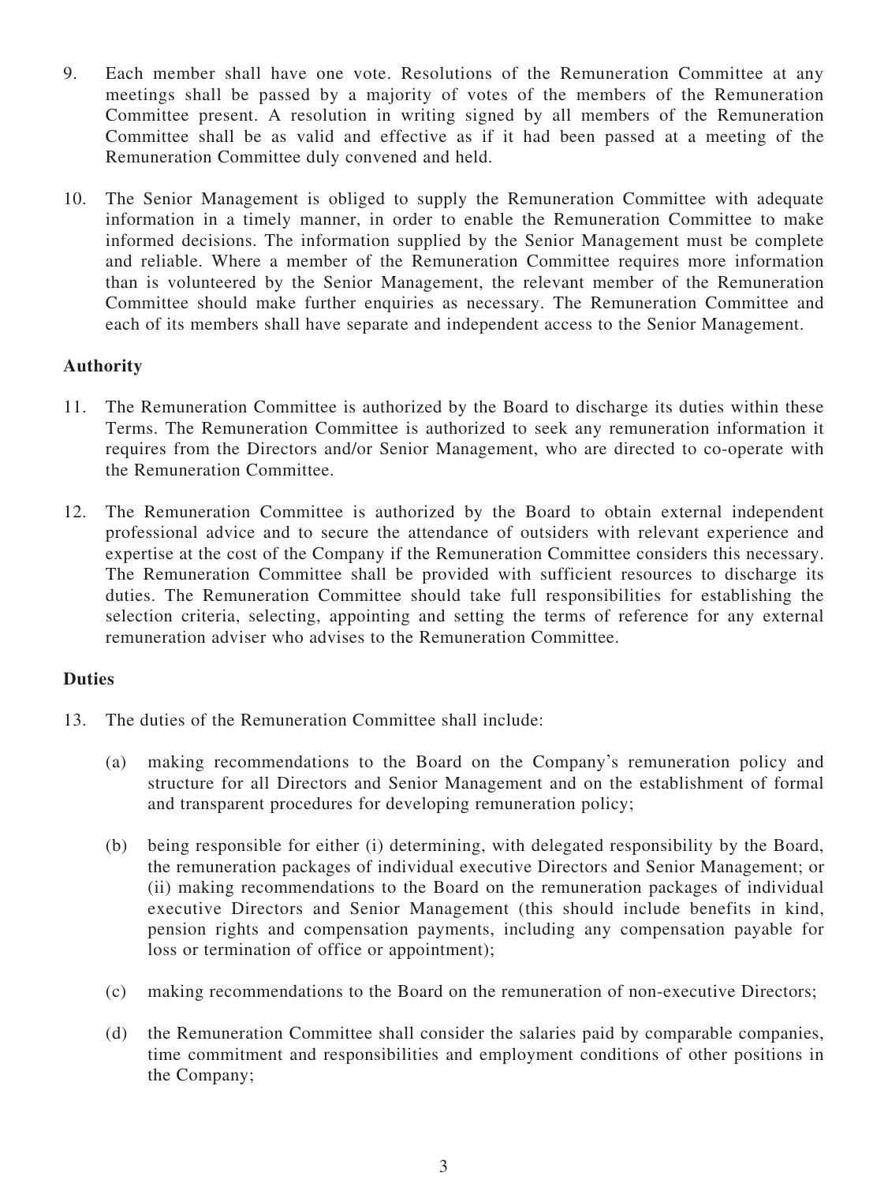9. Each member shall have one vote. Resolutions of the Remuneration Committee at any meetings shall be passed by a majority of votes of the members of the Remuneration Committee present. A resolution in writing signed by all members of the Remuneration Committee shall be as valid and effective as if it had been passed at a meeting of the Remuneration Committee duly convened and held.

10. The Senior Management is obliged to supply the Remuneration Committee with adequate information in a timely manner, in order to enable the Remuneration Committee to make informed decisions. The information supplied by the Senior Management must be complete and reliable. Where a member of the Remuneration Committee requires more information than is volunteered by the Senior Management, the relevant member of the Remuneration Committee should make further enquiries as necessary. The Remuneration Committee and each of its members shall have separate and independent access to the Senior Management.

**Authority**

11. The Remuneration Committee is authorized by the Board to discharge its duties within these Terms. The Remuneration Committee is authorized to seek any remuneration information it requires from the Directors and/or Senior Management, who are directed to co-operate with the Remuneration Committee.

12. The Remuneration Committee is authorized by the Board to obtain external independent professional advice and to secure the attendance of outsiders with relevant experience and expertise at the cost of the Company if the Remuneration Committee considers this necessary. The Remuneration Committee shall be provided with sufficient resources to discharge its duties. The Remuneration Committee should take full responsibilities for establishing the selection criteria, selecting, appointing and setting the terms of reference for any external remuneration adviser who advises to the Remuneration Committee.

**Duties**

13. The duties of the Remuneration Committee shall include:

    (a) making recommendations to the Board on the Company's remuneration policy and structure for all Directors and Senior Management and on the establishment of formal and transparent procedures for developing remuneration policy;

    (b) being responsible for either (i) determining, with delegated responsibility by the Board, the remuneration packages of individual executive Directors and Senior Management; or (ii) making recommendations to the Board on the remuneration packages of individual executive Directors and Senior Management (this should include benefits in kind, pension rights and compensation payments, including any compensation payable for loss or termination of office or appointment);

    (c) making recommendations to the Board on the remuneration of non-executive Directors;

    (d) the Remuneration Committee shall consider the salaries paid by comparable companies, time commitment and responsibilities and employment conditions of other positions in the Company;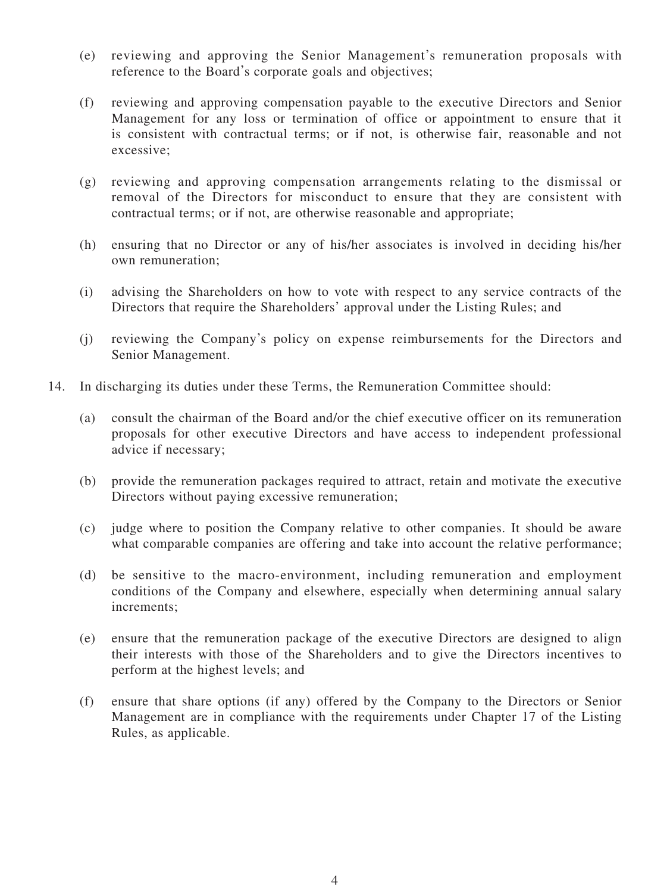(e) reviewing and approving the Senior Management's remuneration proposals with reference to the Board's corporate goals and objectives;

(f) reviewing and approving compensation payable to the executive Directors and Senior Management for any loss or termination of office or appointment to ensure that it is consistent with contractual terms; or if not, is otherwise fair, reasonable and not excessive;

(g) reviewing and approving compensation arrangements relating to the dismissal or removal of the Directors for misconduct to ensure that they are consistent with contractual terms; or if not, are otherwise reasonable and appropriate;

(h) ensuring that no Director or any of his/her associates is involved in deciding his/her own remuneration;

(i) advising the Shareholders on how to vote with respect to any service contracts of the Directors that require the Shareholders' approval under the Listing Rules; and

(j) reviewing the Company's policy on expense reimbursements for the Directors and Senior Management.

14. In discharging its duties under these Terms, the Remuneration Committee should:

(a) consult the chairman of the Board and/or the chief executive officer on its remuneration proposals for other executive Directors and have access to independent professional advice if necessary;

(b) provide the remuneration packages required to attract, retain and motivate the executive Directors without paying excessive remuneration;

(c) judge where to position the Company relative to other companies. It should be aware what comparable companies are offering and take into account the relative performance;

(d) be sensitive to the macro-environment, including remuneration and employment conditions of the Company and elsewhere, especially when determining annual salary increments;

(e) ensure that the remuneration package of the executive Directors are designed to align their interests with those of the Shareholders and to give the Directors incentives to perform at the highest levels; and

(f) ensure that share options (if any) offered by the Company to the Directors or Senior Management are in compliance with the requirements under Chapter 17 of the Listing Rules, as applicable.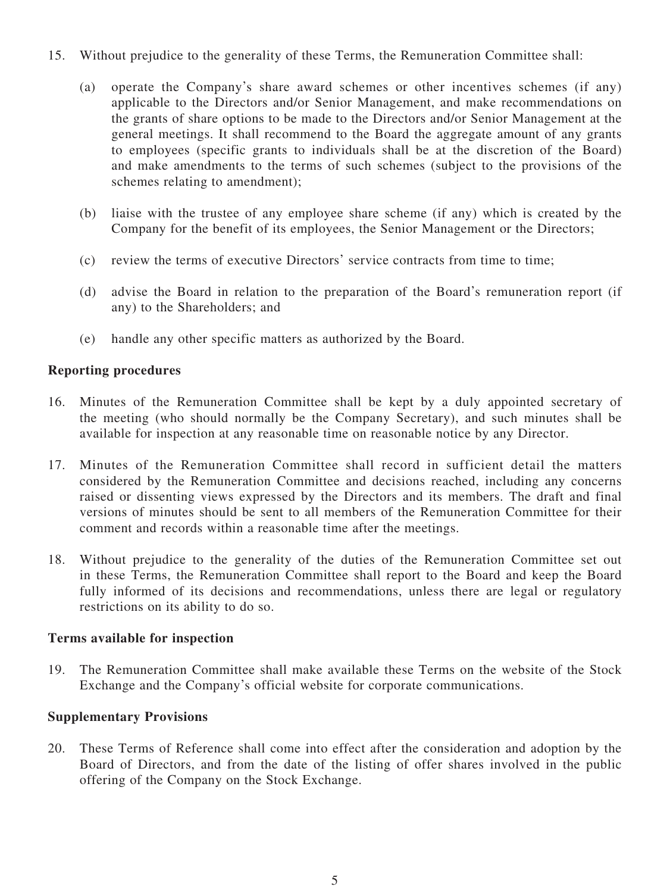15. Without prejudice to the generality of these Terms, the Remuneration Committee shall:

    (a) operate the Company's share award schemes or other incentives schemes (if any) applicable to the Directors and/or Senior Management, and make recommendations on the grants of share options to be made to the Directors and/or Senior Management at the general meetings. It shall recommend to the Board the aggregate amount of any grants to employees (specific grants to individuals shall be at the discretion of the Board) and make amendments to the terms of such schemes (subject to the provisions of the schemes relating to amendment);

    (b) liaise with the trustee of any employee share scheme (if any) which is created by the Company for the benefit of its employees, the Senior Management or the Directors;

    (c) review the terms of executive Directors' service contracts from time to time;

    (d) advise the Board in relation to the preparation of the Board's remuneration report (if any) to the Shareholders; and

    (e) handle any other specific matters as authorized by the Board.

**Reporting procedures**

16. Minutes of the Remuneration Committee shall be kept by a duly appointed secretary of the meeting (who should normally be the Company Secretary), and such minutes shall be available for inspection at any reasonable time on reasonable notice by any Director.

17. Minutes of the Remuneration Committee shall record in sufficient detail the matters considered by the Remuneration Committee and decisions reached, including any concerns raised or dissenting views expressed by the Directors and its members. The draft and final versions of minutes should be sent to all members of the Remuneration Committee for their comment and records within a reasonable time after the meetings.

18. Without prejudice to the generality of the duties of the Remuneration Committee set out in these Terms, the Remuneration Committee shall report to the Board and keep the Board fully informed of its decisions and recommendations, unless there are legal or regulatory restrictions on its ability to do so.

**Terms available for inspection**

19. The Remuneration Committee shall make available these Terms on the website of the Stock Exchange and the Company's official website for corporate communications.

**Supplementary Provisions**

20. These Terms of Reference shall come into effect after the consideration and adoption by the Board of Directors, and from the date of the listing of offer shares involved in the public offering of the Company on the Stock Exchange.